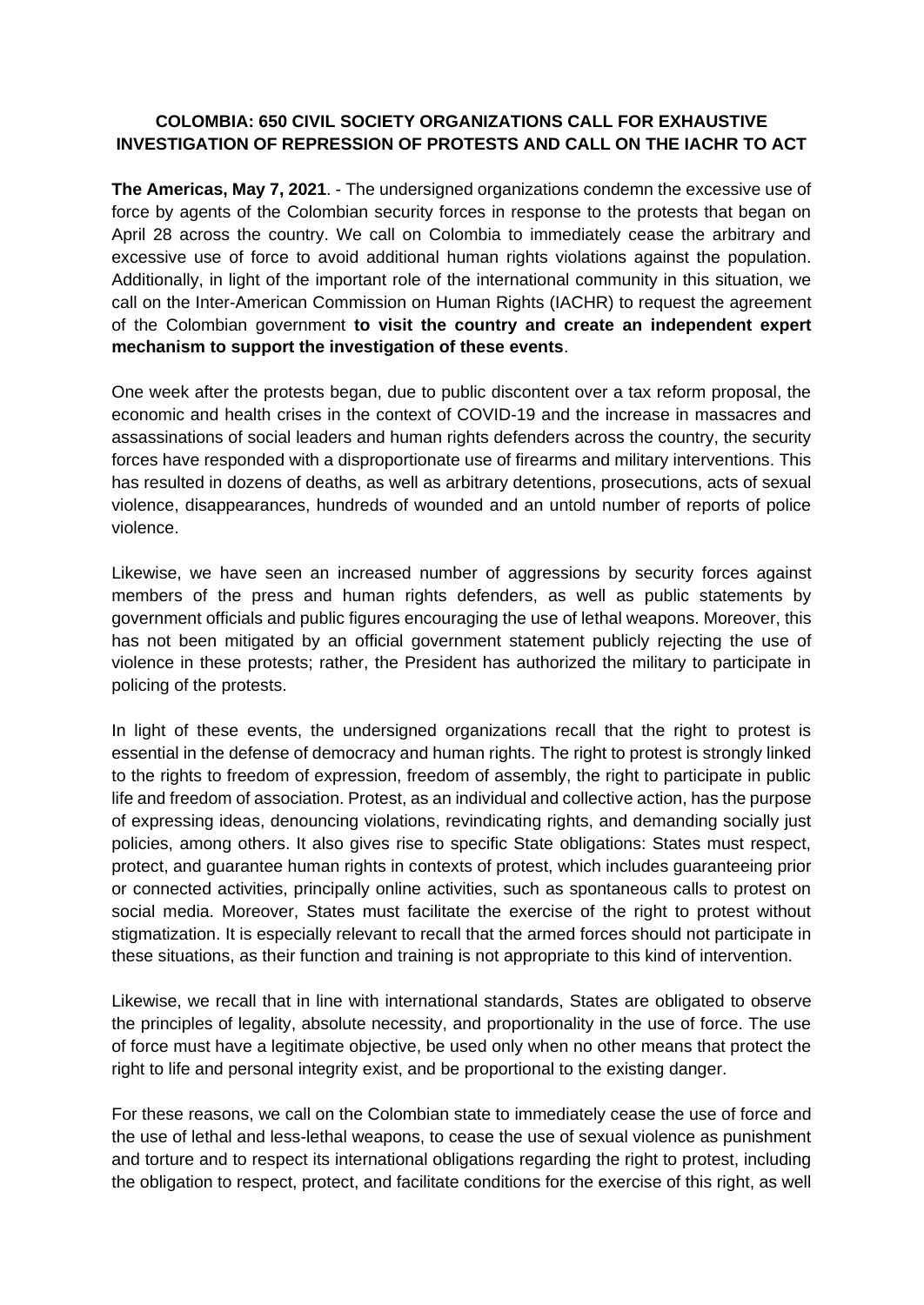**COLOMBIA: 650 CIVIL SOCIETY ORGANIZATIONS CALL FOR EXHAUSTIVE INVESTIGATION OF REPRESSION OF PROTESTS AND CALL ON THE IACHR TO ACT**

**The Americas, May 7, 2021**. - The undersigned organizations condemn the excessive use of force by agents of the Colombian security forces in response to the protests that began on April 28 across the country. We call on Colombia to immediately cease the arbitrary and excessive use of force to avoid additional human rights violations against the population. Additionally, in light of the important role of the international community in this situation, we call on the Inter-American Commission on Human Rights (IACHR) to request the agreement of the Colombian government **to visit the country and create an independent expert mechanism to support the investigation of these events**.

One week after the protests began, due to public discontent over a tax reform proposal, the economic and health crises in the context of COVID-19 and the increase in massacres and assassinations of social leaders and human rights defenders across the country, the security forces have responded with a disproportionate use of firearms and military interventions. This has resulted in dozens of deaths, as well as arbitrary detentions, prosecutions, acts of sexual violence, disappearances, hundreds of wounded and an untold number of reports of police violence.

Likewise, we have seen an increased number of aggressions by security forces against members of the press and human rights defenders, as well as public statements by government officials and public figures encouraging the use of lethal weapons. Moreover, this has not been mitigated by an official government statement publicly rejecting the use of violence in these protests; rather, the President has authorized the military to participate in policing of the protests.

In light of these events, the undersigned organizations recall that the right to protest is essential in the defense of democracy and human rights. The right to protest is strongly linked to the rights to freedom of expression, freedom of assembly, the right to participate in public life and freedom of association. Protest, as an individual and collective action, has the purpose of expressing ideas, denouncing violations, revindicating rights, and demanding socially just policies, among others. It also gives rise to specific State obligations: States must respect, protect, and guarantee human rights in contexts of protest, which includes guaranteeing prior or connected activities, principally online activities, such as spontaneous calls to protest on social media. Moreover, States must facilitate the exercise of the right to protest without stigmatization. It is especially relevant to recall that the armed forces should not participate in these situations, as their function and training is not appropriate to this kind of intervention.

Likewise, we recall that in line with international standards, States are obligated to observe the principles of legality, absolute necessity, and proportionality in the use of force. The use of force must have a legitimate objective, be used only when no other means that protect the right to life and personal integrity exist, and be proportional to the existing danger.

For these reasons, we call on the Colombian state to immediately cease the use of force and the use of lethal and less-lethal weapons, to cease the use of sexual violence as punishment and torture and to respect its international obligations regarding the right to protest, including the obligation to respect, protect, and facilitate conditions for the exercise of this right, as well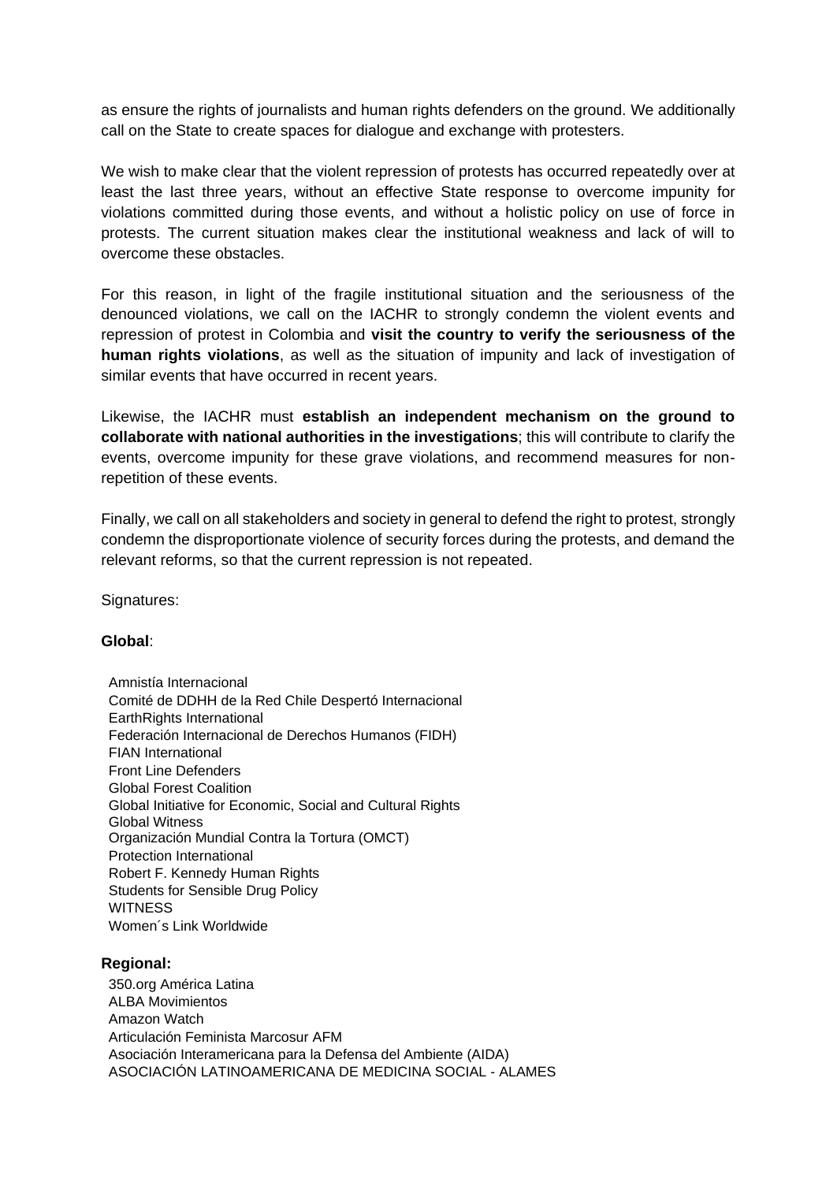as ensure the rights of journalists and human rights defenders on the ground. We additionally call on the State to create spaces for dialogue and exchange with protesters.

We wish to make clear that the violent repression of protests has occurred repeatedly over at least the last three years, without an effective State response to overcome impunity for violations committed during those events, and without a holistic policy on use of force in protests. The current situation makes clear the institutional weakness and lack of will to overcome these obstacles.

For this reason, in light of the fragile institutional situation and the seriousness of the denounced violations, we call on the IACHR to strongly condemn the violent events and repression of protest in Colombia and **visit the country to verify the seriousness of the human rights violations**, as well as the situation of impunity and lack of investigation of similar events that have occurred in recent years.

Likewise, the IACHR must **establish an independent mechanism on the ground to collaborate with national authorities in the investigations**; this will contribute to clarify the events, overcome impunity for these grave violations, and recommend measures for non-repetition of these events.

Finally, we call on all stakeholders and society in general to defend the right to protest, strongly condemn the disproportionate violence of security forces during the protests, and demand the relevant reforms, so that the current repression is not repeated.

Signatures:

**Global**:

Amnistía Internacional
Comité de DDHH de la Red Chile Despertó Internacional
EarthRights International
Federación Internacional de Derechos Humanos (FIDH)
FIAN International
Front Line Defenders
Global Forest Coalition
Global Initiative for Economic, Social and Cultural Rights
Global Witness
Organización Mundial Contra la Tortura (OMCT)
Protection International
Robert F. Kennedy Human Rights
Students for Sensible Drug Policy
WITNESS
Women´s Link Worldwide

**Regional:**

350.org América Latina
ALBA Movimientos
Amazon Watch
Articulación Feminista Marcosur AFM
Asociación Interamericana para la Defensa del Ambiente (AIDA)
ASOCIACIÓN LATINOAMERICANA DE MEDICINA SOCIAL - ALAMES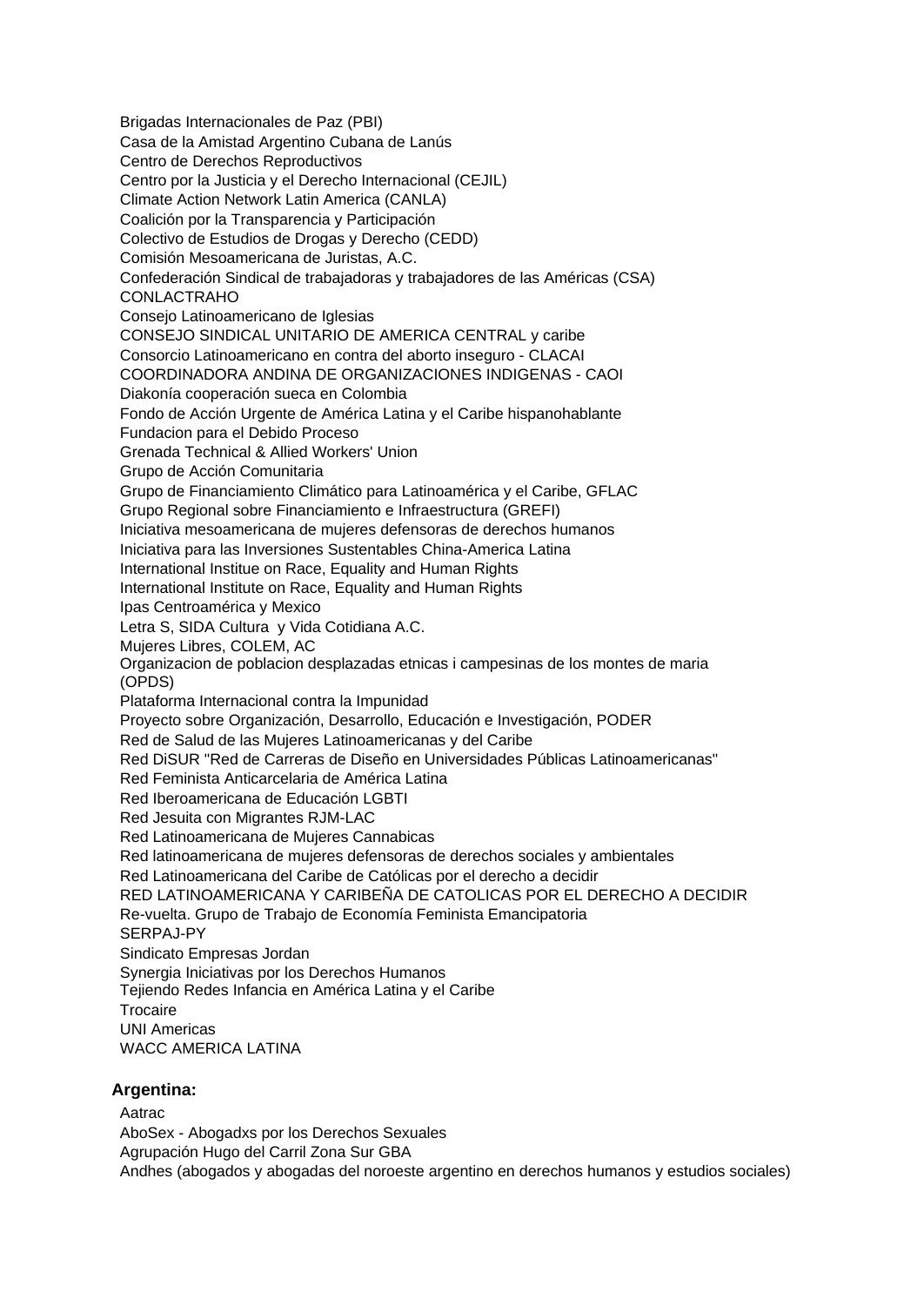Brigadas Internacionales de Paz (PBI)
Casa de la Amistad Argentino Cubana de Lanús
Centro de Derechos Reproductivos
Centro por la Justicia y el Derecho Internacional (CEJIL)
Climate Action Network Latin America (CANLA)
Coalición por la Transparencia y Participación
Colectivo de Estudios de Drogas y Derecho (CEDD)
Comisión Mesoamericana de Juristas, A.C.
Confederación Sindical de trabajadoras y trabajadores de las Américas (CSA)
CONLACTRAHO
Consejo Latinoamericano de Iglesias
CONSEJO SINDICAL UNITARIO DE AMERICA CENTRAL y caribe
Consorcio Latinoamericano en contra del aborto inseguro - CLACAI
COORDINADORA ANDINA DE ORGANIZACIONES INDIGENAS - CAOI
Diakonía cooperación sueca en Colombia
Fondo de Acción Urgente de América Latina y el Caribe hispanohablante
Fundacion para el Debido Proceso
Grenada Technical & Allied Workers' Union
Grupo de Acción Comunitaria
Grupo de Financiamiento Climático para Latinoamérica y el Caribe, GFLAC
Grupo Regional sobre Financiamiento e Infraestructura (GREFI)
Iniciativa mesoamericana de mujeres defensoras de derechos humanos
Iniciativa para las Inversiones Sustentables China-America Latina
International Institue on Race, Equality and Human Rights
International Institute on Race, Equality and Human Rights
Ipas Centroamérica y Mexico
Letra S, SIDA Cultura y Vida Cotidiana A.C.
Mujeres Libres, COLEM, AC
Organizacion de poblacion desplazadas etnicas i campesinas de los montes de maria (OPDS)
Plataforma Internacional contra la Impunidad
Proyecto sobre Organización, Desarrollo, Educación e Investigación, PODER
Red de Salud de las Mujeres Latinoamericanas y del Caribe
Red DiSUR "Red de Carreras de Diseño en Universidades Públicas Latinoamericanas"
Red Feminista Anticarcelaria de América Latina
Red Iberoamericana de Educación LGBTI
Red Jesuita con Migrantes RJM-LAC
Red Latinoamericana de Mujeres Cannabicas
Red latinoamericana de mujeres defensoras de derechos sociales y ambientales
Red Latinoamericana del Caribe de Católicas por el derecho a decidir
RED LATINOAMERICANA Y CARIBEÑA DE CATOLICAS POR EL DERECHO A DECIDIR
Re-vuelta. Grupo de Trabajo de Economía Feminista Emancipatoria
SERPAJ-PY
Sindicato Empresas Jordan
Synergia Iniciativas por los Derechos Humanos
Tejiendo Redes Infancia en América Latina y el Caribe
Trocaire
UNI Americas
WACC AMERICA LATINA

**Argentina:**

Aatrac
AboSex - Abogadxs por los Derechos Sexuales
Agrupación Hugo del Carril Zona Sur GBA
Andhes (abogados y abogadas del noroeste argentino en derechos humanos y estudios sociales)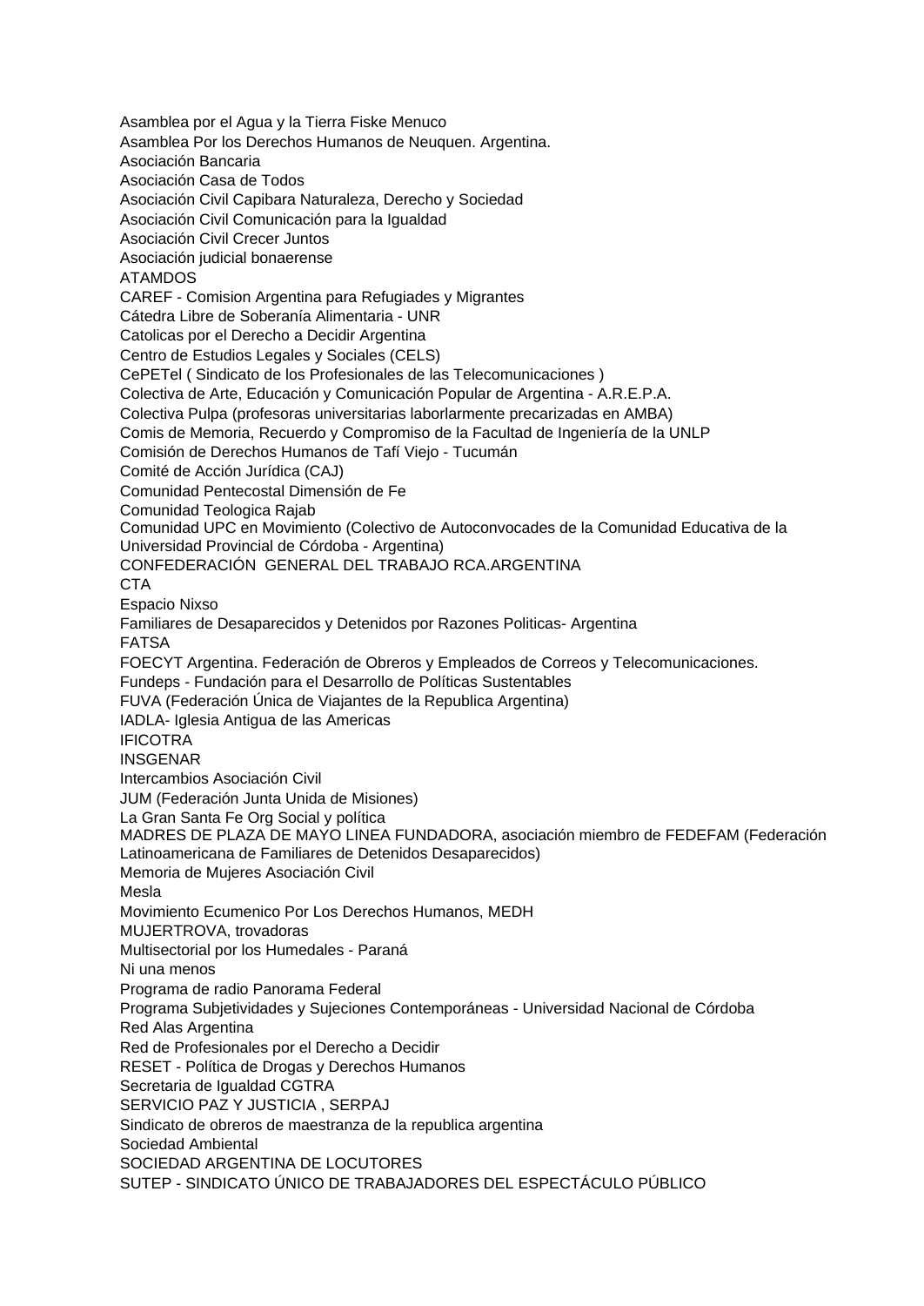Asamblea por el Agua y la Tierra Fiske Menuco
Asamblea Por los Derechos Humanos de Neuquen. Argentina.
Asociación Bancaria
Asociación Casa de Todos
Asociación Civil Capibara Naturaleza, Derecho y Sociedad
Asociación Civil Comunicación para la Igualdad
Asociación Civil Crecer Juntos
Asociación judicial bonaerense
ATAMDOS
CAREF - Comision Argentina para Refugiades y Migrantes
Cátedra Libre de Soberanía Alimentaria - UNR
Catolicas por el Derecho a Decidir Argentina
Centro de Estudios Legales y Sociales (CELS)
CePETel ( Sindicato de los Profesionales de las Telecomunicaciones )
Colectiva de Arte, Educación y Comunicación Popular de Argentina - A.R.E.P.A.
Colectiva Pulpa (profesoras universitarias laborlarmente precarizadas en AMBA)
Comis de Memoria, Recuerdo y Compromiso de la Facultad de Ingeniería de la UNLP
Comisión de Derechos Humanos de Tafí Viejo - Tucumán
Comité de Acción Jurídica (CAJ)
Comunidad Pentecostal Dimensión de Fe
Comunidad Teologica Rajab
Comunidad UPC en Movimiento (Colectivo de Autoconvocades de la Comunidad Educativa de la Universidad Provincial de Córdoba - Argentina)
CONFEDERACIÓN GENERAL DEL TRABAJO RCA.ARGENTINA
CTA
Espacio Nixso
Familiares de Desaparecidos y Detenidos por Razones Politicas- Argentina
FATSA
FOECYT Argentina. Federación de Obreros y Empleados de Correos y Telecomunicaciones.
Fundeps - Fundación para el Desarrollo de Políticas Sustentables
FUVA (Federación Única de Viajantes de la Republica Argentina)
IADLA- Iglesia Antigua de las Americas
IFICOTRA
INSGENAR
Intercambios Asociación Civil
JUM (Federación Junta Unida de Misiones)
La Gran Santa Fe Org Social y política
MADRES DE PLAZA DE MAYO LINEA FUNDADORA, asociación miembro de FEDEFAM (Federación Latinoamericana de Familiares de Detenidos Desaparecidos)
Memoria de Mujeres Asociación Civil
Mesla
Movimiento Ecumenico Por Los Derechos Humanos, MEDH
MUJERTROVA, trovadoras
Multisectorial por los Humedales - Paraná
Ni una menos
Programa de radio Panorama Federal
Programa Subjetividades y Sujeciones Contemporáneas - Universidad Nacional de Córdoba
Red Alas Argentina
Red de Profesionales por el Derecho a Decidir
RESET - Política de Drogas y Derechos Humanos
Secretaria de Igualdad CGTRA
SERVICIO PAZ Y JUSTICIA , SERPAJ
Sindicato de obreros de maestranza de la republica argentina
Sociedad Ambiental
SOCIEDAD ARGENTINA DE LOCUTORES
SUTEP - SINDICATO ÚNICO DE TRABAJADORES DEL ESPECTÁCULO PÚBLICO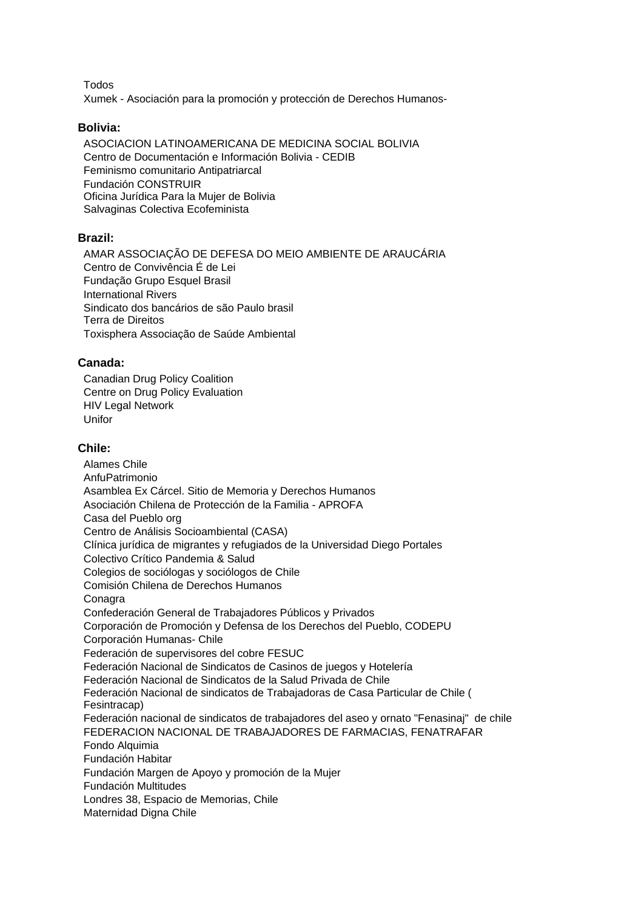Todos
Xumek - Asociación para la promoción y protección de Derechos Humanos-

**Bolivia:**

ASOCIACION LATINOAMERICANA DE MEDICINA SOCIAL BOLIVIA
Centro de Documentación e Información Bolivia - CEDIB
Feminismo comunitario Antipatriarcal
Fundación CONSTRUIR
Oficina Jurídica Para la Mujer de Bolivia
Salvaginas Colectiva Ecofeminista

**Brazil:**

AMAR ASSOCIAÇÃO DE DEFESA DO MEIO AMBIENTE DE ARAUCÁRIA
Centro de Convivência É de Lei
Fundação Grupo Esquel Brasil
International Rivers
Sindicato dos bancários de são Paulo brasil
Terra de Direitos
Toxisphera Associação de Saúde Ambiental

**Canada:**

Canadian Drug Policy Coalition
Centre on Drug Policy Evaluation
HIV Legal Network
Unifor

**Chile:**

Alames Chile
AnfuPatrimonio
Asamblea Ex Cárcel. Sitio de Memoria y Derechos Humanos
Asociación Chilena de Protección de la Familia - APROFA
Casa del Pueblo org
Centro de Análisis Socioambiental (CASA)
Clínica jurídica de migrantes y refugiados de la Universidad Diego Portales
Colectivo Crítico Pandemia & Salud
Colegios de sociólogas y sociólogos de Chile
Comisión Chilena de Derechos Humanos
Conagra
Confederación General de Trabajadores Públicos y Privados
Corporación de Promoción y Defensa de los Derechos del Pueblo, CODEPU
Corporación Humanas- Chile
Federación de supervisores del cobre FESUC
Federación Nacional de Sindicatos de Casinos de juegos y Hotelería
Federación Nacional de Sindicatos de la Salud Privada de Chile
Federación Nacional de sindicatos de Trabajadoras de Casa Particular de Chile ( Fesintracap)
Federación nacional de sindicatos de trabajadores del aseo y ornato "Fenasinaj" de chile
FEDERACION NACIONAL DE TRABAJADORES DE FARMACIAS, FENATRAFAR
Fondo Alquimia
Fundación Habitar
Fundación Margen de Apoyo y promoción de la Mujer
Fundación Multitudes
Londres 38, Espacio de Memorias, Chile
Maternidad Digna Chile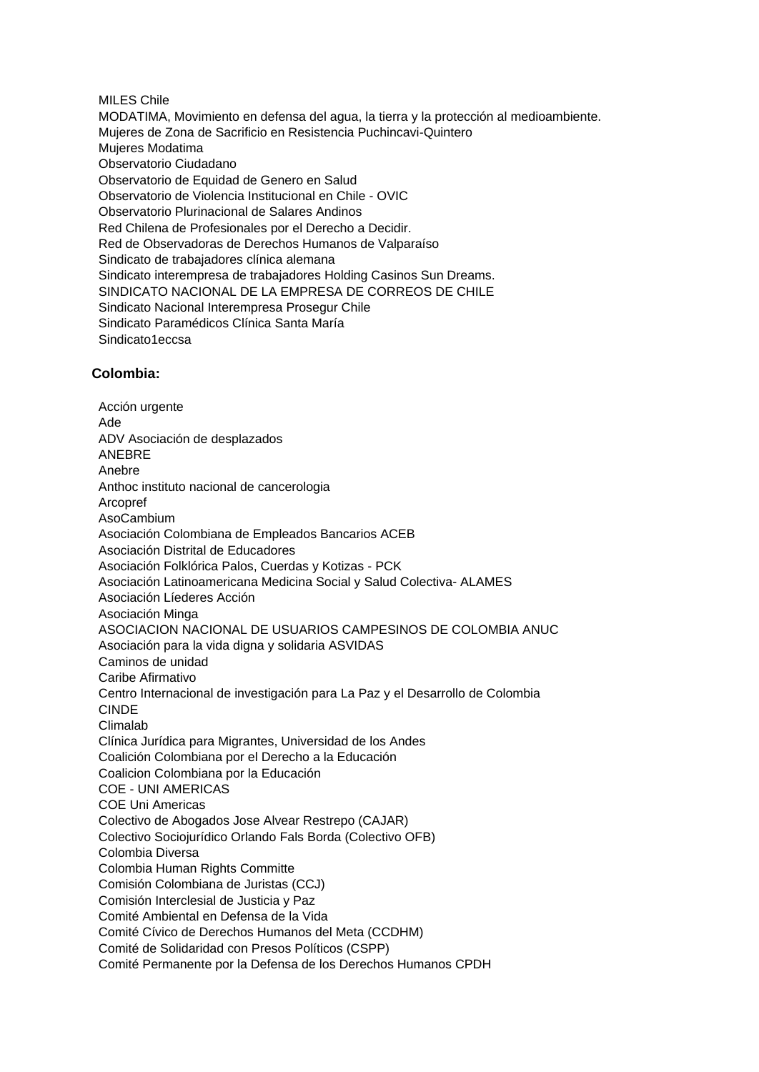MILES Chile
MODATIMA, Movimiento en defensa del agua, la tierra y la protección al medioambiente.
Mujeres de Zona de Sacrificio en Resistencia Puchincavi-Quintero
Mujeres Modatima
Observatorio Ciudadano
Observatorio de Equidad de Genero en Salud
Observatorio de Violencia Institucional en Chile - OVIC
Observatorio Plurinacional de Salares Andinos
Red Chilena de Profesionales por el Derecho a Decidir.
Red de Observadoras de Derechos Humanos de Valparaíso
Sindicato de trabajadores clínica alemana
Sindicato interempresa de trabajadores Holding Casinos Sun Dreams.
SINDICATO NACIONAL DE LA EMPRESA DE CORREOS DE CHILE
Sindicato Nacional Interempresa Prosegur Chile
Sindicato Paramédicos Clínica Santa María
Sindicato1eccsa

**Colombia:**

Acción urgente
Ade
ADV Asociación de desplazados
ANEBRE
Anebre
Anthoc instituto nacional de cancerologia
Arcopref
AsoCambium
Asociación Colombiana de Empleados Bancarios ACEB
Asociación Distrital de Educadores
Asociación Folklórica Palos, Cuerdas y Kotizas - PCK
Asociación Latinoamericana Medicina Social y Salud Colectiva- ALAMES
Asociación Líederes Acción
Asociación Minga
ASOCIACION NACIONAL DE USUARIOS CAMPESINOS DE COLOMBIA ANUC
Asociación para la vida digna y solidaria ASVIDAS
Caminos de unidad
Caribe Afirmativo
Centro Internacional de investigación para La Paz y el Desarrollo de Colombia
CINDE
Climalab
Clínica Jurídica para Migrantes, Universidad de los Andes
Coalición Colombiana por el Derecho a la Educación
Coalicion Colombiana por la Educación
COE - UNI AMERICAS
COE Uni Americas
Colectivo de Abogados Jose Alvear Restrepo (CAJAR)
Colectivo Sociojurídico Orlando Fals Borda (Colectivo OFB)
Colombia Diversa
Colombia Human Rights Committe
Comisión Colombiana de Juristas (CCJ)
Comisión Interclesial de Justicia y Paz
Comité Ambiental en Defensa de la Vida
Comité Cívico de Derechos Humanos del Meta (CCDHM)
Comité de Solidaridad con Presos Políticos (CSPP)
Comité Permanente por la Defensa de los Derechos Humanos CPDH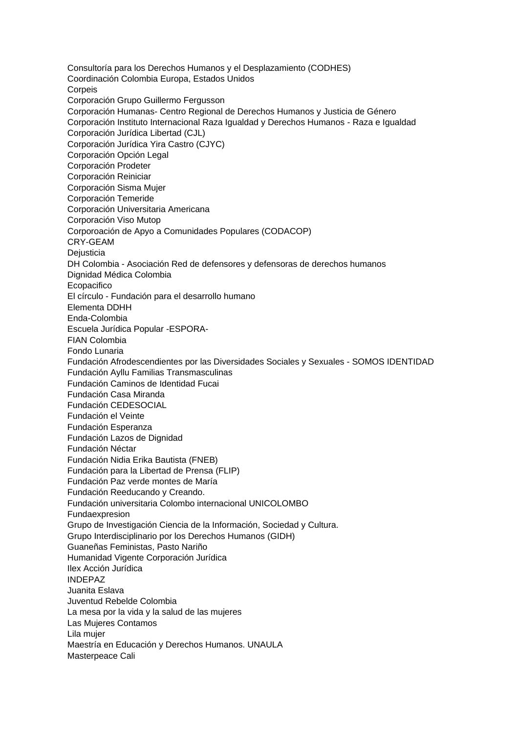Consultoría para los Derechos Humanos y el Desplazamiento (CODHES)
Coordinación Colombia Europa, Estados Unidos
Corpeis
Corporación Grupo Guillermo Fergusson
Corporación Humanas- Centro Regional de Derechos Humanos y Justicia de Género
Corporación Instituto Internacional Raza Igualdad y Derechos Humanos - Raza e Igualdad
Corporación Jurídica Libertad (CJL)
Corporación Jurídica Yira Castro (CJYC)
Corporación Opción Legal
Corporación Prodeter
Corporación Reiniciar
Corporación Sisma Mujer
Corporación Temeride
Corporación Universitaria Americana
Corporación Viso Mutop
Corporoación de Apyo a Comunidades Populares (CODACOP)
CRY-GEAM
Dejusticia
DH Colombia - Asociación Red de defensores y defensoras de derechos humanos
Dignidad Médica Colombia
Ecopacifico
El círculo - Fundación para el desarrollo humano
Elementa DDHH
Enda-Colombia
Escuela Jurídica Popular -ESPORA-
FIAN Colombia
Fondo Lunaria
Fundación Afrodescendientes por las Diversidades Sociales y Sexuales - SOMOS IDENTIDAD
Fundación Ayllu Familias Transmasculinas
Fundación Caminos de Identidad Fucai
Fundación Casa Miranda
Fundación CEDESOCIAL
Fundación el Veinte
Fundación Esperanza
Fundación Lazos de Dignidad
Fundación Néctar
Fundación Nidia Erika Bautista (FNEB)
Fundación para la Libertad de Prensa (FLIP)
Fundación Paz verde montes de María
Fundación Reeducando y Creando.
Fundación universitaria Colombo internacional UNICOLOMBO
Fundaexpresion
Grupo de Investigación Ciencia de la Información, Sociedad y Cultura.
Grupo Interdisciplinario por los Derechos Humanos (GIDH)
Guaneñas Feministas, Pasto Nariño
Humanidad Vigente Corporación Jurídica
Ilex Acción Jurídica
INDEPAZ
Juanita Eslava
Juventud Rebelde Colombia
La mesa por la vida y la salud de las mujeres
Las Mujeres Contamos
Lila mujer
Maestría en Educación y Derechos Humanos. UNAULA
Masterpeace Cali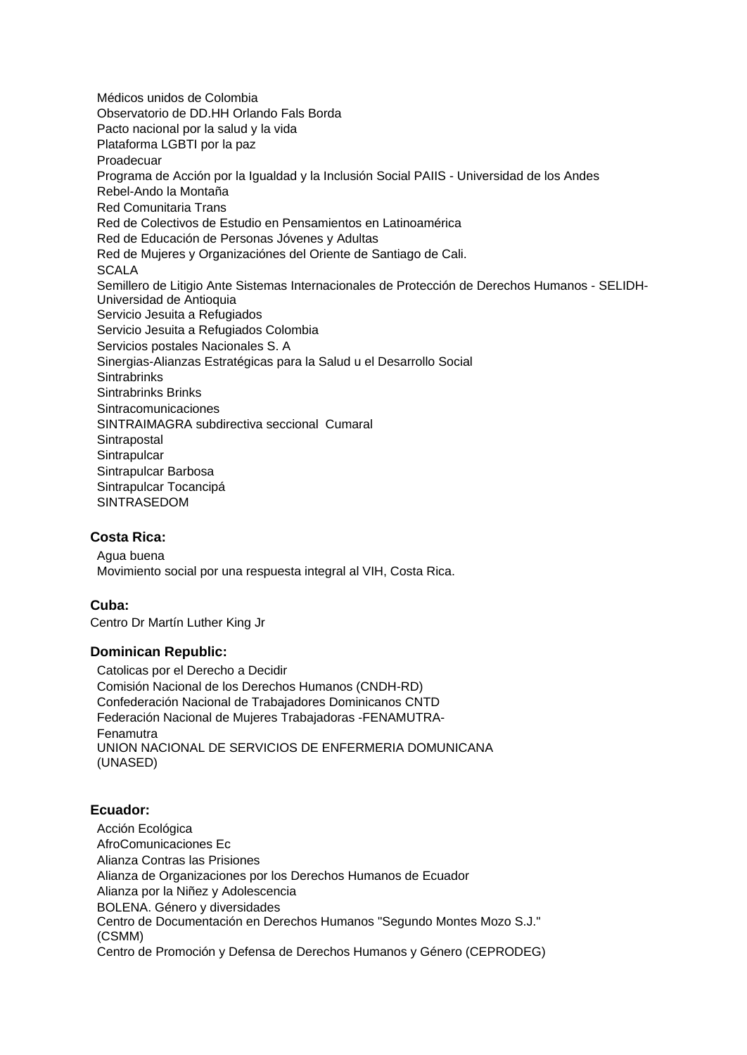Médicos unidos de Colombia
Observatorio de DD.HH Orlando Fals Borda
Pacto nacional por la salud y la vida
Plataforma LGBTI por la paz
Proadecuar
Programa de Acción por la Igualdad y la Inclusión Social PAIIS - Universidad de los Andes
Rebel-Ando la Montaña
Red Comunitaria Trans
Red de Colectivos de Estudio en Pensamientos en Latinoamérica
Red de Educación de Personas Jóvenes y Adultas
Red de Mujeres y Organizaciónes del Oriente de Santiago de Cali.
SCALA
Semillero de Litigio Ante Sistemas Internacionales de Protección de Derechos Humanos - SELIDH- Universidad de Antioquia
Servicio Jesuita a Refugiados
Servicio Jesuita a Refugiados Colombia
Servicios postales Nacionales S. A
Sinergias-Alianzas Estratégicas para la Salud u el Desarrollo Social
Sintrabrinks
Sintrabrinks Brinks
Sintracomunicaciones
SINTRAIMAGRA subdirectiva seccional Cumaral
Sintrapostal
Sintrapulcar
Sintrapulcar Barbosa
Sintrapulcar Tocancipá
SINTRASEDOM

**Costa Rica:**

Agua buena
Movimiento social por una respuesta integral al VIH, Costa Rica.

**Cuba:**

Centro Dr Martín Luther King Jr

**Dominican Republic:**

Catolicas por el Derecho a Decidir
Comisión Nacional de los Derechos Humanos (CNDH-RD)
Confederación Nacional de Trabajadores Dominicanos CNTD
Federación Nacional de Mujeres Trabajadoras -FENAMUTRA-
Fenamutra
UNION NACIONAL DE SERVICIOS DE ENFERMERIA DOMUNICANA (UNASED)

**Ecuador:**

Acción Ecológica
AfroComunicaciones Ec
Alianza Contras las Prisiones
Alianza de Organizaciones por los Derechos Humanos de Ecuador
Alianza por la Niñez y Adolescencia
BOLENA. Género y diversidades
Centro de Documentación en Derechos Humanos "Segundo Montes Mozo S.J." (CSMM)
Centro de Promoción y Defensa de Derechos Humanos y Género (CEPRODEG)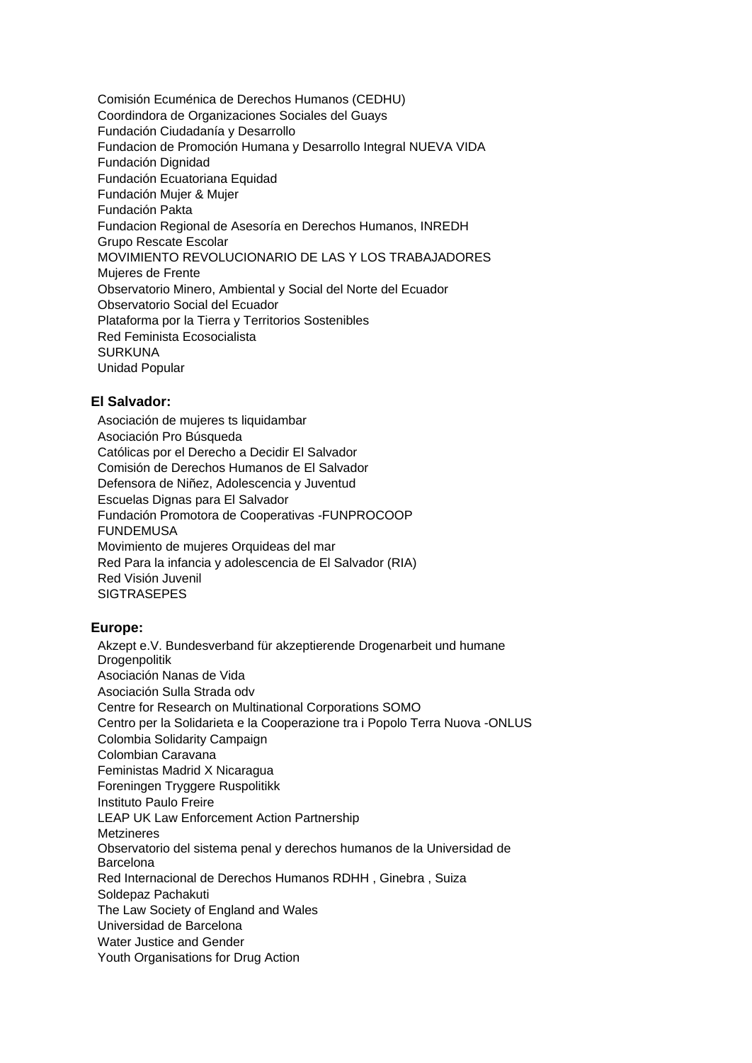Comisión Ecuménica de Derechos Humanos (CEDHU)
Coordindora de Organizaciones Sociales del Guays
Fundación Ciudadanía y Desarrollo
Fundacion de Promoción Humana y Desarrollo Integral NUEVA VIDA
Fundación Dignidad
Fundación Ecuatoriana Equidad
Fundación Mujer & Mujer
Fundación Pakta
Fundacion Regional de Asesoría en Derechos Humanos, INREDH
Grupo Rescate Escolar
MOVIMIENTO REVOLUCIONARIO DE LAS Y LOS TRABAJADORES
Mujeres de Frente
Observatorio Minero, Ambiental y Social del Norte del Ecuador
Observatorio Social del Ecuador
Plataforma por la Tierra y Territorios Sostenibles
Red Feminista Ecosocialista
SURKUNA
Unidad Popular

**El Salvador:**

Asociación de mujeres ts liquidambar
Asociación Pro Búsqueda
Católicas por el Derecho a Decidir El Salvador
Comisión de Derechos Humanos de El Salvador
Defensora de Niñez, Adolescencia y Juventud
Escuelas Dignas para El Salvador
Fundación Promotora de Cooperativas -FUNPROCOOP
FUNDEMUSA
Movimiento de mujeres Orquideas del mar
Red Para la infancia y adolescencia de El Salvador (RIA)
Red Visión Juvenil
SIGTRASEPES

**Europe:**

Akzept e.V. Bundesverband für akzeptierende Drogenarbeit und humane Drogenpolitik
Asociación Nanas de Vida
Asociación Sulla Strada odv
Centre for Research on Multinational Corporations SOMO
Centro per la Solidarieta e la Cooperazione tra i Popolo Terra Nuova -ONLUS
Colombia Solidarity Campaign
Colombian Caravana
Feministas Madrid X Nicaragua
Foreningen Tryggere Ruspolitikk
Instituto Paulo Freire
LEAP UK Law Enforcement Action Partnership
Metzineres
Observatorio del sistema penal y derechos humanos de la Universidad de Barcelona
Red Internacional de Derechos Humanos RDHH , Ginebra , Suiza
Soldepaz Pachakuti
The Law Society of England and Wales
Universidad de Barcelona
Water Justice and Gender
Youth Organisations for Drug Action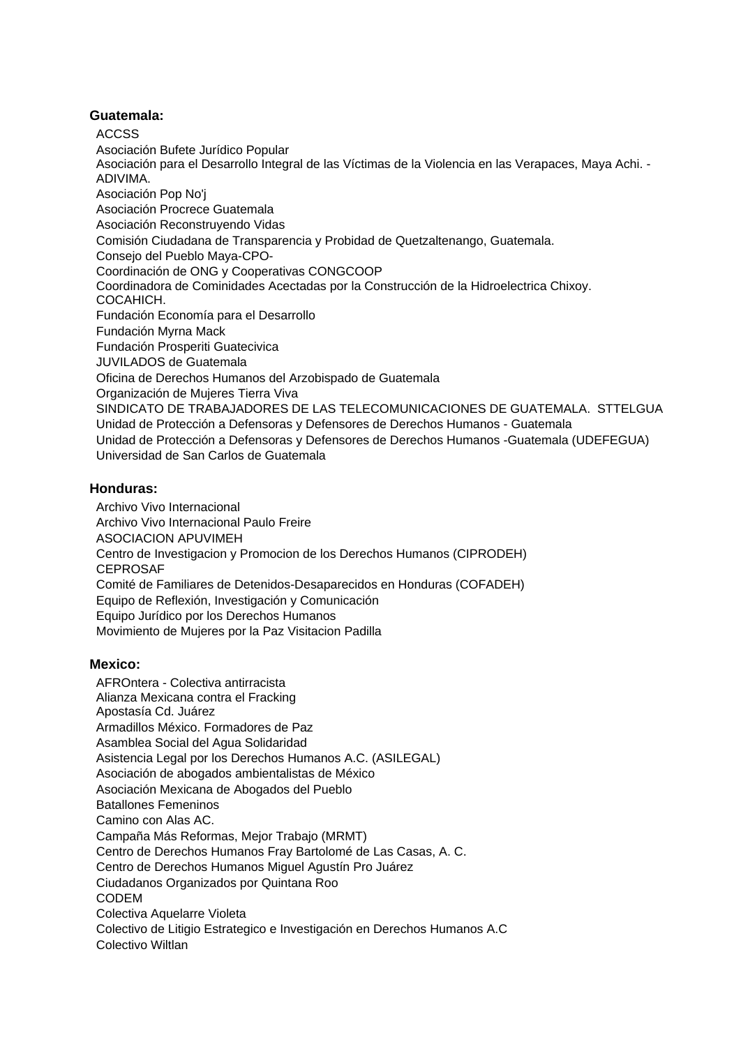**Guatemala:**

ACCSS
Asociación Bufete Jurídico Popular
Asociación para el Desarrollo Integral de las Víctimas de la Violencia en las Verapaces, Maya Achi. -ADIVIMA.
Asociación Pop No'j
Asociación Procrece Guatemala
Asociación Reconstruyendo Vidas
Comisión Ciudadana de Transparencia y Probidad de Quetzaltenango, Guatemala.
Consejo del Pueblo Maya-CPO-
Coordinación de ONG y Cooperativas CONGCOOP
Coordinadora de Cominidades Acectadas por la Construcción de la Hidroelectrica Chixoy. COCAHICH.
Fundación Economía para el Desarrollo
Fundación Myrna Mack
Fundación Prosperiti Guatecivica
JUVILADOS de Guatemala
Oficina de Derechos Humanos del Arzobispado de Guatemala
Organización de Mujeres Tierra Viva
SINDICATO DE TRABAJADORES DE LAS TELECOMUNICACIONES DE GUATEMALA. STTELGUA
Unidad de Protección a Defensoras y Defensores de Derechos Humanos - Guatemala
Unidad de Protección a Defensoras y Defensores de Derechos Humanos -Guatemala (UDEFEGUA)
Universidad de San Carlos de Guatemala

**Honduras:**

Archivo Vivo Internacional
Archivo Vivo Internacional Paulo Freire
ASOCIACION APUVIMEH
Centro de Investigacion y Promocion de los Derechos Humanos (CIPRODEH)
CEPROSAF
Comité de Familiares de Detenidos-Desaparecidos en Honduras (COFADEH)
Equipo de Reflexión, Investigación y Comunicación
Equipo Jurídico por los Derechos Humanos
Movimiento de Mujeres por la Paz Visitacion Padilla

**Mexico:**

AFROntera - Colectiva antirracista
Alianza Mexicana contra el Fracking
Apostasía Cd. Juárez
Armadillos México. Formadores de Paz
Asamblea Social del Agua Solidaridad
Asistencia Legal por los Derechos Humanos A.C. (ASILEGAL)
Asociación de abogados ambientalistas de México
Asociación Mexicana de Abogados del Pueblo
Batallones Femeninos
Camino con Alas AC.
Campaña Más Reformas, Mejor Trabajo (MRMT)
Centro de Derechos Humanos Fray Bartolomé de Las Casas, A. C.
Centro de Derechos Humanos Miguel Agustín Pro Juárez
Ciudadanos Organizados por Quintana Roo
CODEM
Colectiva Aquelarre Violeta
Colectivo de Litigio Estrategico e Investigación en Derechos Humanos A.C
Colectivo Wiltlan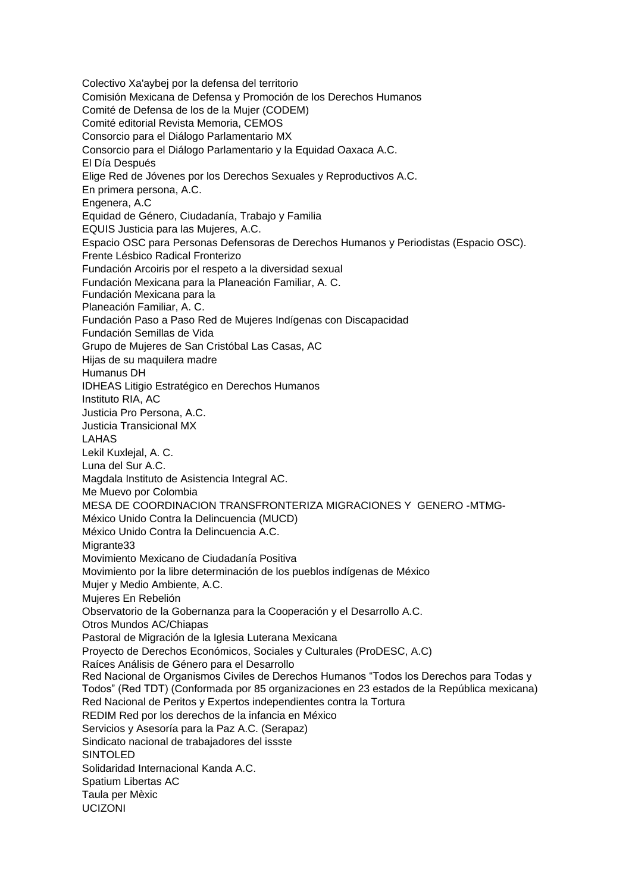Colectivo Xa'aybej por la defensa del territorio
Comisión Mexicana de Defensa y Promoción de los Derechos Humanos
Comité de Defensa de los de la Mujer (CODEM)
Comité editorial Revista Memoria, CEMOS
Consorcio para el Diálogo Parlamentario MX
Consorcio para el Diálogo Parlamentario y la Equidad Oaxaca A.C.
El Día Después
Elige Red de Jóvenes por los Derechos Sexuales y Reproductivos A.C.
En primera persona, A.C.
Engenera, A.C
Equidad de Género, Ciudadanía, Trabajo y Familia
EQUIS Justicia para las Mujeres, A.C.
Espacio OSC para Personas Defensoras de Derechos Humanos y Periodistas (Espacio OSC).
Frente Lésbico Radical Fronterizo
Fundación Arcoiris por el respeto a la diversidad sexual
Fundación Mexicana para la Planeación Familiar, A. C.
Fundación Mexicana para la
Planeación Familiar, A. C.
Fundación Paso a Paso Red de Mujeres Indígenas con Discapacidad
Fundación Semillas de Vida
Grupo de Mujeres de San Cristóbal Las Casas, AC
Hijas de su maquilera madre
Humanus DH
IDHEAS Litigio Estratégico en Derechos Humanos
Instituto RIA, AC
Justicia Pro Persona, A.C.
Justicia Transicional MX
LAHAS
Lekil Kuxlejal, A. C.
Luna del Sur A.C.
Magdala Instituto de Asistencia Integral AC.
Me Muevo por Colombia
MESA DE COORDINACION TRANSFRONTERIZA MIGRACIONES Y GENERO -MTMG-
México Unido Contra la Delincuencia (MUCD)
México Unido Contra la Delincuencia A.C.
Migrante33
Movimiento Mexicano de Ciudadanía Positiva
Movimiento por la libre determinación de los pueblos indígenas de México
Mujer y Medio Ambiente, A.C.
Mujeres En Rebelión
Observatorio de la Gobernanza para la Cooperación y el Desarrollo A.C.
Otros Mundos AC/Chiapas
Pastoral de Migración de la Iglesia Luterana Mexicana
Proyecto de Derechos Económicos, Sociales y Culturales (ProDESC, A.C)
Raíces Análisis de Género para el Desarrollo
Red Nacional de Organismos Civiles de Derechos Humanos "Todos los Derechos para Todas y Todos" (Red TDT) (Conformada por 85 organizaciones en 23 estados de la República mexicana)
Red Nacional de Peritos y Expertos independientes contra la Tortura
REDIM Red por los derechos de la infancia en México
Servicios y Asesoría para la Paz A.C. (Serapaz)
Sindicato nacional de trabajadores del issste
SINTOLED
Solidaridad Internacional Kanda A.C.
Spatium Libertas AC
Taula per Mèxic
UCIZONI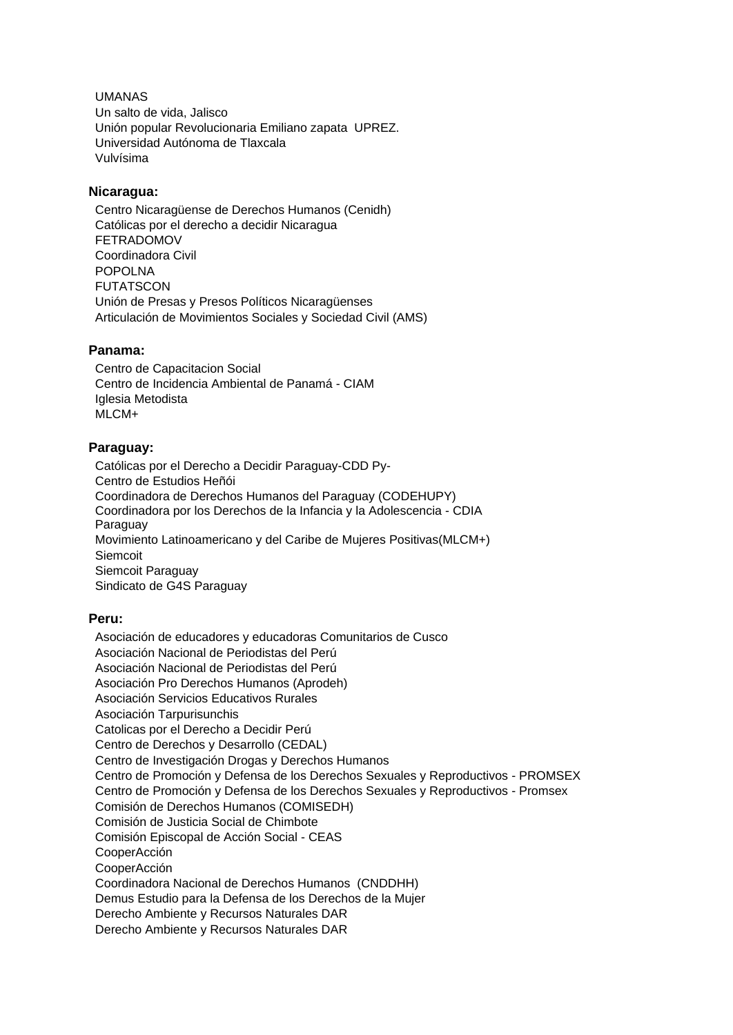UMANAS
Un salto de vida, Jalisco
Unión popular Revolucionaria Emiliano zapata  UPREZ.
Universidad Autónoma de Tlaxcala
Vulvísima

**Nicaragua:**

Centro Nicaragüense de Derechos Humanos (Cenidh)
Católicas por el derecho a decidir Nicaragua
FETRADOMOV
Coordinadora Civil
POPOLNA
FUTATSCON
Unión de Presas y Presos Políticos Nicaragüenses
Articulación de Movimientos Sociales y Sociedad Civil (AMS)

**Panama:**

Centro de Capacitacion Social
Centro de Incidencia Ambiental de Panamá - CIAM
Iglesia Metodista
MLCM+

**Paraguay:**

Católicas por el Derecho a Decidir Paraguay-CDD Py-
Centro de Estudios Heñói
Coordinadora de Derechos Humanos del Paraguay (CODEHUPY)
Coordinadora por los Derechos de la Infancia y la Adolescencia - CDIA Paraguay
Movimiento Latinoamericano y del Caribe de Mujeres Positivas(MLCM+)
Siemcoit
Siemcoit Paraguay
Sindicato de G4S Paraguay

**Peru:**

Asociación de educadores y educadoras Comunitarios de Cusco
Asociación Nacional de Periodistas del Perú
Asociación Nacional de Periodistas del Perú
Asociación Pro Derechos Humanos (Aprodeh)
Asociación Servicios Educativos Rurales
Asociación Tarpurisunchis
Catolicas por el Derecho a Decidir Perú
Centro de Derechos y Desarrollo (CEDAL)
Centro de Investigación Drogas y Derechos Humanos
Centro de Promoción y Defensa de los Derechos Sexuales y Reproductivos - PROMSEX
Centro de Promoción y Defensa de los Derechos Sexuales y Reproductivos - Promsex
Comisión de Derechos Humanos (COMISEDH)
Comisión de Justicia Social de Chimbote
Comisión Episcopal de Acción Social - CEAS
CooperAcción
CooperAcción
Coordinadora Nacional de Derechos Humanos  (CNDDHH)
Demus Estudio para la Defensa de los Derechos de la Mujer
Derecho Ambiente y Recursos Naturales DAR
Derecho Ambiente y Recursos Naturales DAR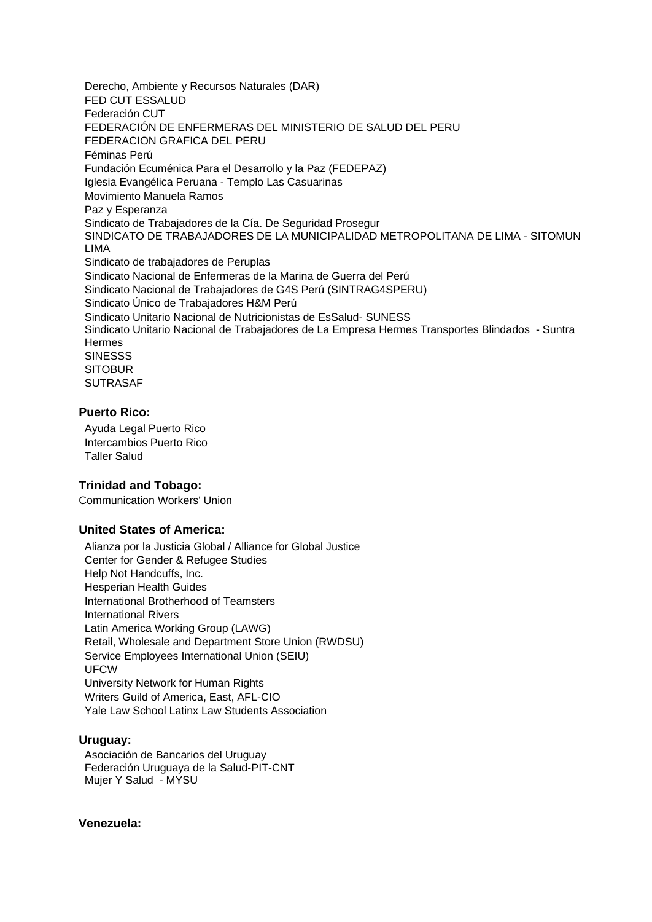Derecho, Ambiente y Recursos Naturales (DAR)
FED CUT ESSALUD
Federación CUT
FEDERACIÓN DE ENFERMERAS DEL MINISTERIO DE SALUD DEL PERU
FEDERACION GRAFICA DEL PERU
Féminas Perú
Fundación Ecuménica Para el Desarrollo y la Paz (FEDEPAZ)
Iglesia Evangélica Peruana - Templo Las Casuarinas
Movimiento Manuela Ramos
Paz y Esperanza
Sindicato de Trabajadores de la Cía. De Seguridad Prosegur
SINDICATO DE TRABAJADORES DE LA MUNICIPALIDAD METROPOLITANA DE LIMA - SITOMUN LIMA
Sindicato de trabajadores de Peruplas
Sindicato Nacional de Enfermeras de la Marina de Guerra del Perú
Sindicato Nacional de Trabajadores de G4S Perú (SINTRAG4SPERU)
Sindicato Único de Trabajadores H&M Perú
Sindicato Unitario Nacional de Nutricionistas de EsSalud- SUNESS
Sindicato Unitario Nacional de Trabajadores de La Empresa Hermes Transportes Blindados - Suntra Hermes
SINESSS
SITOBUR
SUTRASAF

**Puerto Rico:**

Ayuda Legal Puerto Rico
Intercambios Puerto Rico
Taller Salud

**Trinidad and Tobago:**

Communication Workers' Union

**United States of America:**

Alianza por la Justicia Global / Alliance for Global Justice
Center for Gender & Refugee Studies
Help Not Handcuffs, Inc.
Hesperian Health Guides
International Brotherhood of Teamsters
International Rivers
Latin America Working Group (LAWG)
Retail, Wholesale and Department Store Union (RWDSU)
Service Employees International Union (SEIU)
UFCW
University Network for Human Rights
Writers Guild of America, East, AFL-CIO
Yale Law School Latinx Law Students Association

**Uruguay:**

Asociación de Bancarios del Uruguay
Federación Uruguaya de la Salud-PIT-CNT
Mujer Y Salud - MYSU

**Venezuela:**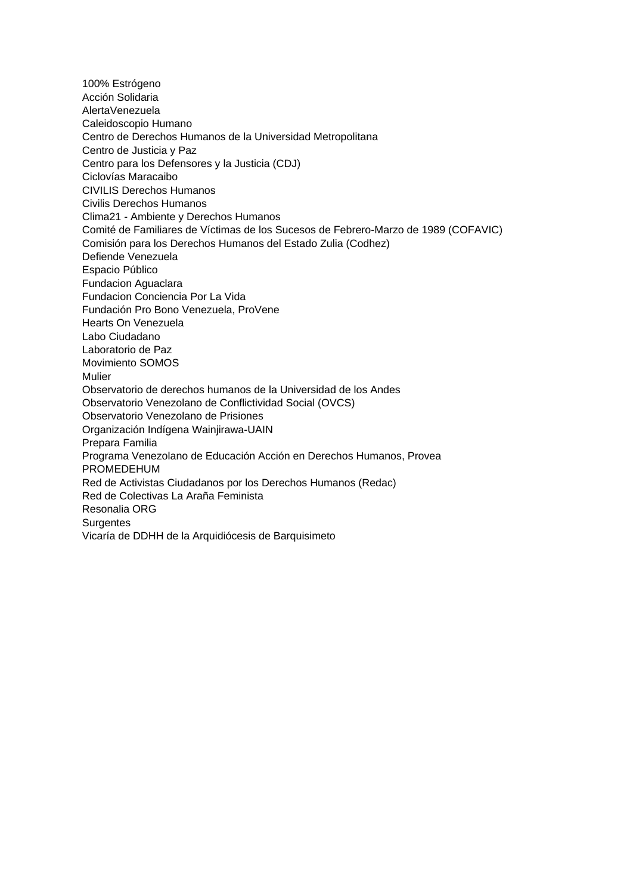100% Estrógeno
Acción Solidaria
AlertaVenezuela
Caleidoscopio Humano
Centro de Derechos Humanos de la Universidad Metropolitana
Centro de Justicia y Paz
Centro para los Defensores y la Justicia (CDJ)
Ciclovías Maracaibo
CIVILIS Derechos Humanos
Civilis Derechos Humanos
Clima21 - Ambiente y Derechos Humanos
Comité de Familiares de Víctimas de los Sucesos de Febrero-Marzo de 1989 (COFAVIC)
Comisión para los Derechos Humanos del Estado Zulia (Codhez)
Defiende Venezuela
Espacio Público
Fundacion Aguaclara
Fundacion Conciencia Por La Vida
Fundación Pro Bono Venezuela, ProVene
Hearts On Venezuela
Labo Ciudadano
Laboratorio de Paz
Movimiento SOMOS
Mulier
Observatorio de derechos humanos de la Universidad de los Andes
Observatorio Venezolano de Conflictividad Social (OVCS)
Observatorio Venezolano de Prisiones
Organización Indígena Wainjirawa-UAIN
Prepara Familia
Programa Venezolano de Educación Acción en Derechos Humanos, Provea
PROMEDEHUM
Red de Activistas Ciudadanos por los Derechos Humanos (Redac)
Red de Colectivas La Araña Feminista
Resonalia ORG
Surgentes
Vicaría de DDHH de la Arquidiócesis de Barquisimeto